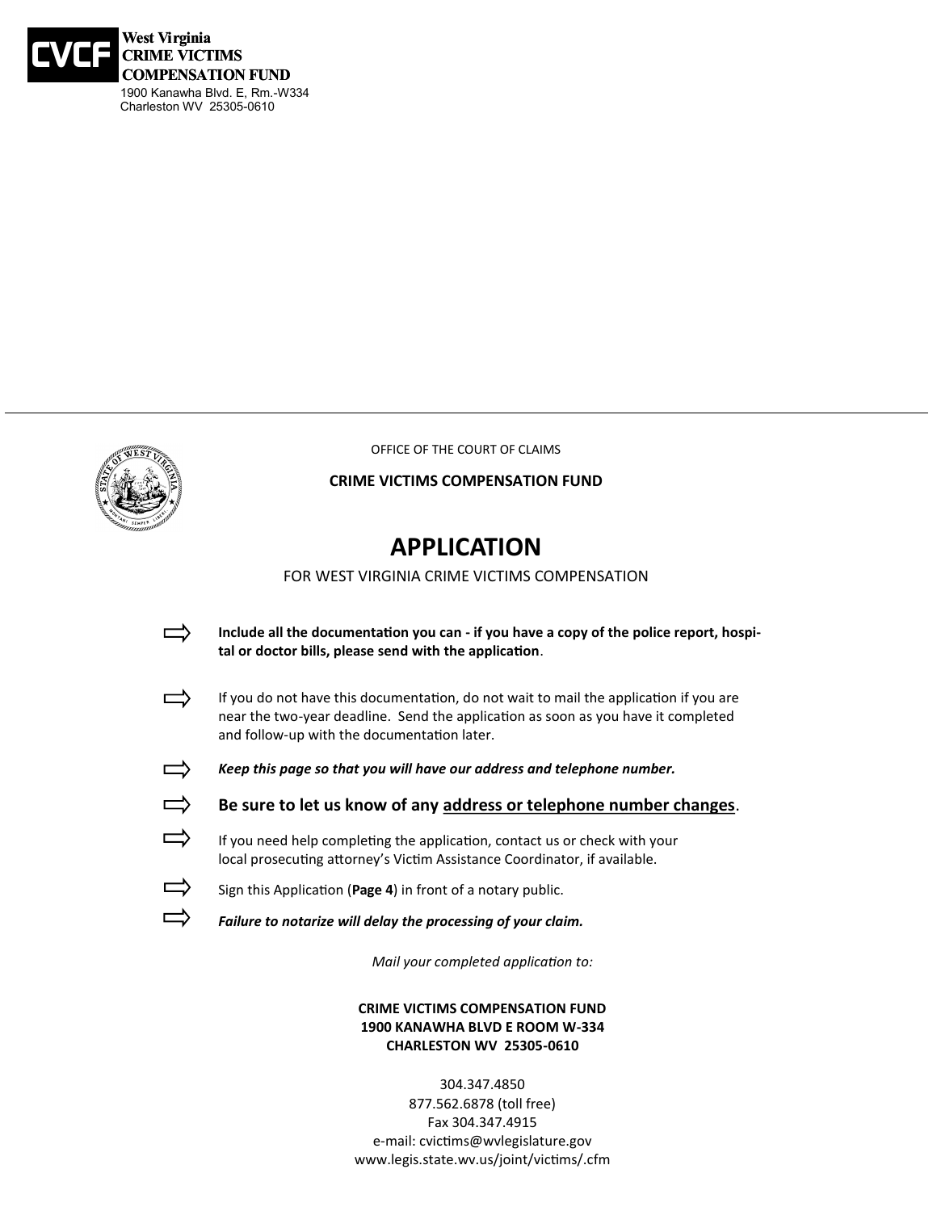**CVCF** **West Virginia CRIME VICTIMS COMPENSATION FUND**
1900 Kanawha Blvd. E, Rm.-W334
Charleston WV 25305-0610

---

OFFICE OF THE COURT OF CLAIMS

**CRIME VICTIMS COMPENSATION FUND**

# APPLICATION

FOR WEST VIRGINIA CRIME VICTIMS COMPENSATION

- **Include all the documentation you can - if you have a copy of the police report, hospital or doctor bills, please send with the application**.
- If you do not have this documentation, do not wait to mail the application if you are near the two-year deadline. Send the application as soon as you have it completed and follow-up with the documentation later.
- ***Keep this page so that you will have our address and telephone number.***
- **Be sure to let us know of any address or telephone number changes**.
- If you need help completing the application, contact us or check with your local prosecuting attorney's Victim Assistance Coordinator, if available.
- Sign this Application (**Page 4**) in front of a notary public.
- ***Failure to notarize will delay the processing of your claim.***

*Mail your completed application to:*

**CRIME VICTIMS COMPENSATION FUND**
**1900 KANAWHA BLVD E ROOM W-334**
**CHARLESTON WV 25305-0610**

304.347.4850
877.562.6878 (toll free)
Fax 304.347.4915
e-mail: cvictims@wvlegislature.gov
www.legis.state.wv.us/joint/victims/.cfm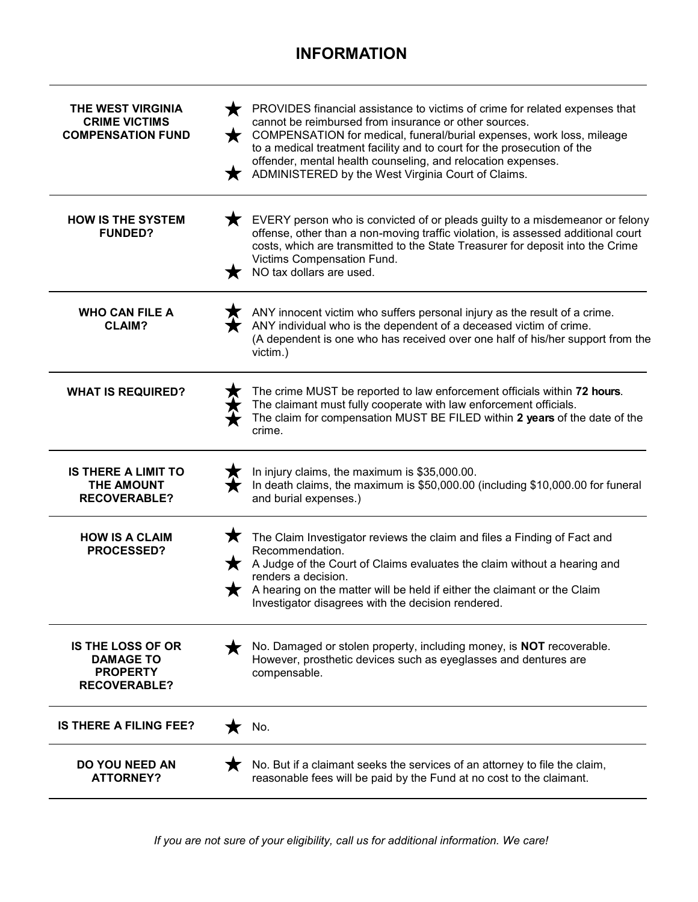# INFORMATION

| | |
|---|---|
| **THE WEST VIRGINIA CRIME VICTIMS COMPENSATION FUND** | ★ PROVIDES financial assistance to victims of crime for related expenses that cannot be reimbursed from insurance or other sources.<br>★ COMPENSATION for medical, funeral/burial expenses, work loss, mileage to a medical treatment facility and to court for the prosecution of the offender, mental health counseling, and relocation expenses.<br>★ ADMINISTERED by the West Virginia Court of Claims. |
| **HOW IS THE SYSTEM FUNDED?** | ★ EVERY person who is convicted of or pleads guilty to a misdemeanor or felony offense, other than a non-moving traffic violation, is assessed additional court costs, which are transmitted to the State Treasurer for deposit into the Crime Victims Compensation Fund.<br>★ NO tax dollars are used. |
| **WHO CAN FILE A CLAIM?** | ★ ANY innocent victim who suffers personal injury as the result of a crime.<br>★ ANY individual who is the dependent of a deceased victim of crime. (A dependent is one who has received over one half of his/her support from the victim.) |
| **WHAT IS REQUIRED?** | ★ The crime MUST be reported to law enforcement officials within **72 hours**.<br>★ The claimant must fully cooperate with law enforcement officials.<br>★ The claim for compensation MUST BE FILED within **2 years** of the date of the crime. |
| **IS THERE A LIMIT TO THE AMOUNT RECOVERABLE?** | ★ In injury claims, the maximum is $35,000.00.<br>★ In death claims, the maximum is $50,000.00 (including $10,000.00 for funeral and burial expenses.) |
| **HOW IS A CLAIM PROCESSED?** | ★ The Claim Investigator reviews the claim and files a Finding of Fact and Recommendation.<br>★ A Judge of the Court of Claims evaluates the claim without a hearing and renders a decision.<br>★ A hearing on the matter will be held if either the claimant or the Claim Investigator disagrees with the decision rendered. |
| **IS THE LOSS OF OR DAMAGE TO PROPERTY RECOVERABLE?** | ★ No. Damaged or stolen property, including money, is **NOT** recoverable. However, prosthetic devices such as eyeglasses and dentures are compensable. |
| **IS THERE A FILING FEE?** | ★ No. |
| **DO YOU NEED AN ATTORNEY?** | ★ No. But if a claimant seeks the services of an attorney to file the claim, reasonable fees will be paid by the Fund at no cost to the claimant. |

*If you are not sure of your eligibility, call us for additional information. We care!*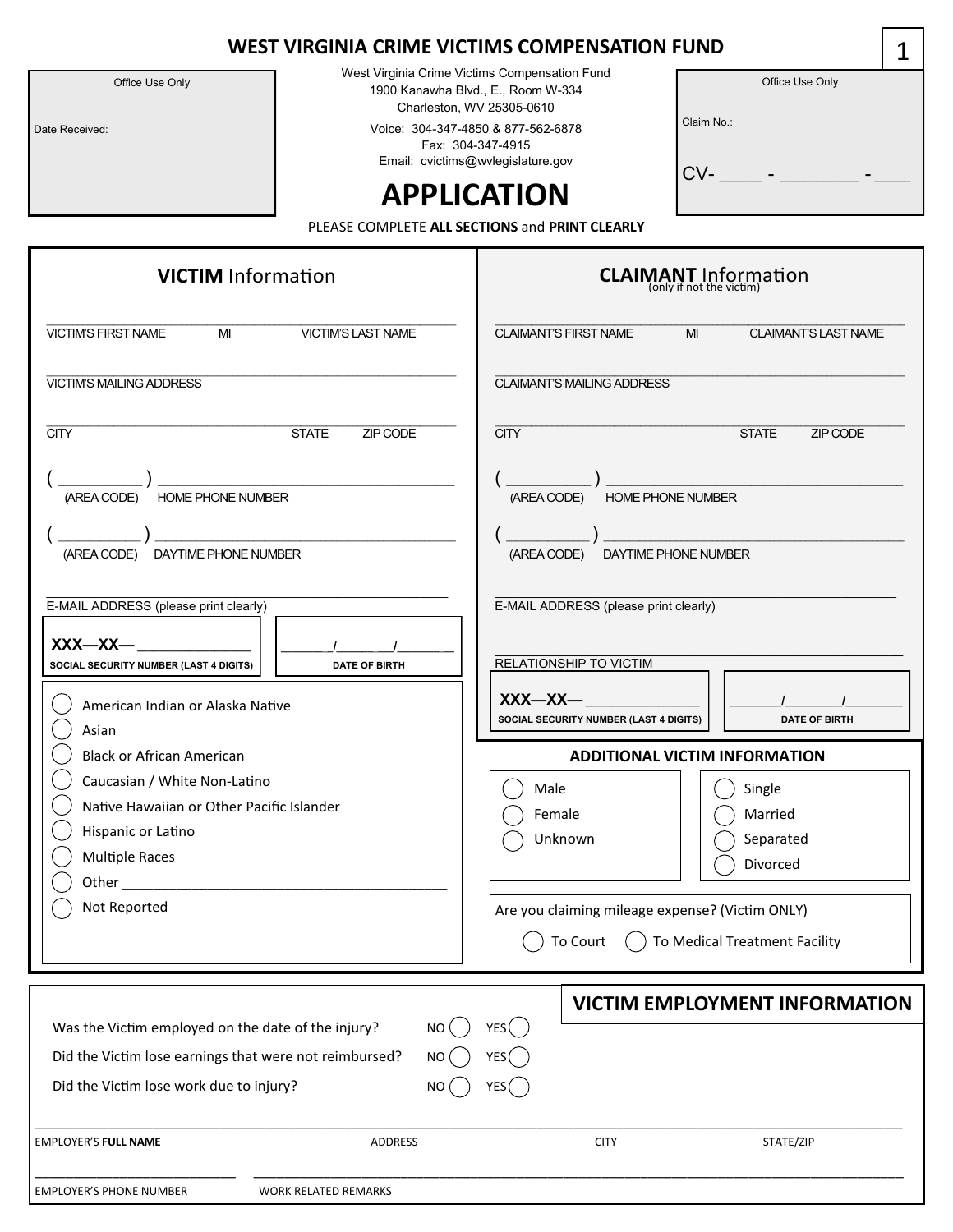# WEST VIRGINIA CRIME VICTIMS COMPENSATION FUND

Office Use Only

Date Received:

West Virginia Crime Victims Compensation Fund
1900 Kanawha Blvd., E., Room W-334
Charleston, WV 25305-0610

Voice: 304-347-4850 & 877-562-6878
Fax: 304-347-4915
Email: cvictims@wvlegislature.gov

Office Use Only

Claim No.:

CV- ____ - ________ - ___

# APPLICATION

PLEASE COMPLETE **ALL SECTIONS** and **PRINT CLEARLY**

## VICTIM Information

VICTIM'S FIRST NAME ___ MI ___ VICTIM'S LAST NAME ___

VICTIM'S MAILING ADDRESS ___

CITY ___ STATE ___ ZIP CODE ___

( ________ ) ________________ (AREA CODE) HOME PHONE NUMBER

( ________ ) ________________ (AREA CODE) DAYTIME PHONE NUMBER

E-MAIL ADDRESS (please print clearly) ___

**XXX—XX—** ____________ **SOCIAL SECURITY NUMBER (LAST 4 DIGITS)**

_____/_____/_____ **DATE OF BIRTH**

- ◯ American Indian or Alaska Native
- ◯ Asian
- ◯ Black or African American
- ◯ Caucasian / White Non-Latino
- ◯ Native Hawaiian or Other Pacific Islander
- ◯ Hispanic or Latino
- ◯ Multiple Races
- ◯ Other ________________________________
- ◯ Not Reported

## CLAIMANT Information
(only if not the victim)

CLAIMANT'S FIRST NAME ___ MI ___ CLAIMANT'S LAST NAME ___

CLAIMANT'S MAILING ADDRESS ___

CITY ___ STATE ___ ZIP CODE ___

( ________ ) ________________ (AREA CODE) HOME PHONE NUMBER

( ________ ) ________________ (AREA CODE) DAYTIME PHONE NUMBER

E-MAIL ADDRESS (please print clearly) ___

RELATIONSHIP TO VICTIM ___

**XXX—XX—** ____________ **SOCIAL SECURITY NUMBER (LAST 4 DIGITS)**

_____/_____/_____ **DATE OF BIRTH**

## ADDITIONAL VICTIM INFORMATION

- ◯ Male
- ◯ Female
- ◯ Unknown

- ◯ Single
- ◯ Married
- ◯ Separated
- ◯ Divorced

Are you claiming mileage expense? (Victim ONLY)

◯ To Court ◯ To Medical Treatment Facility

## VICTIM EMPLOYMENT INFORMATION

| | | |
|---|---|---|
| Was the Victim employed on the date of the injury? | NO ◯ | YES ◯ |
| Did the Victim lose earnings that were not reimbursed? | NO ◯ | YES ◯ |
| Did the Victim lose work due to injury? | NO ◯ | YES ◯ |

EMPLOYER'S **FULL NAME** ___ ADDRESS ___ CITY ___ STATE/ZIP ___

EMPLOYER'S PHONE NUMBER ___ WORK RELATED REMARKS ___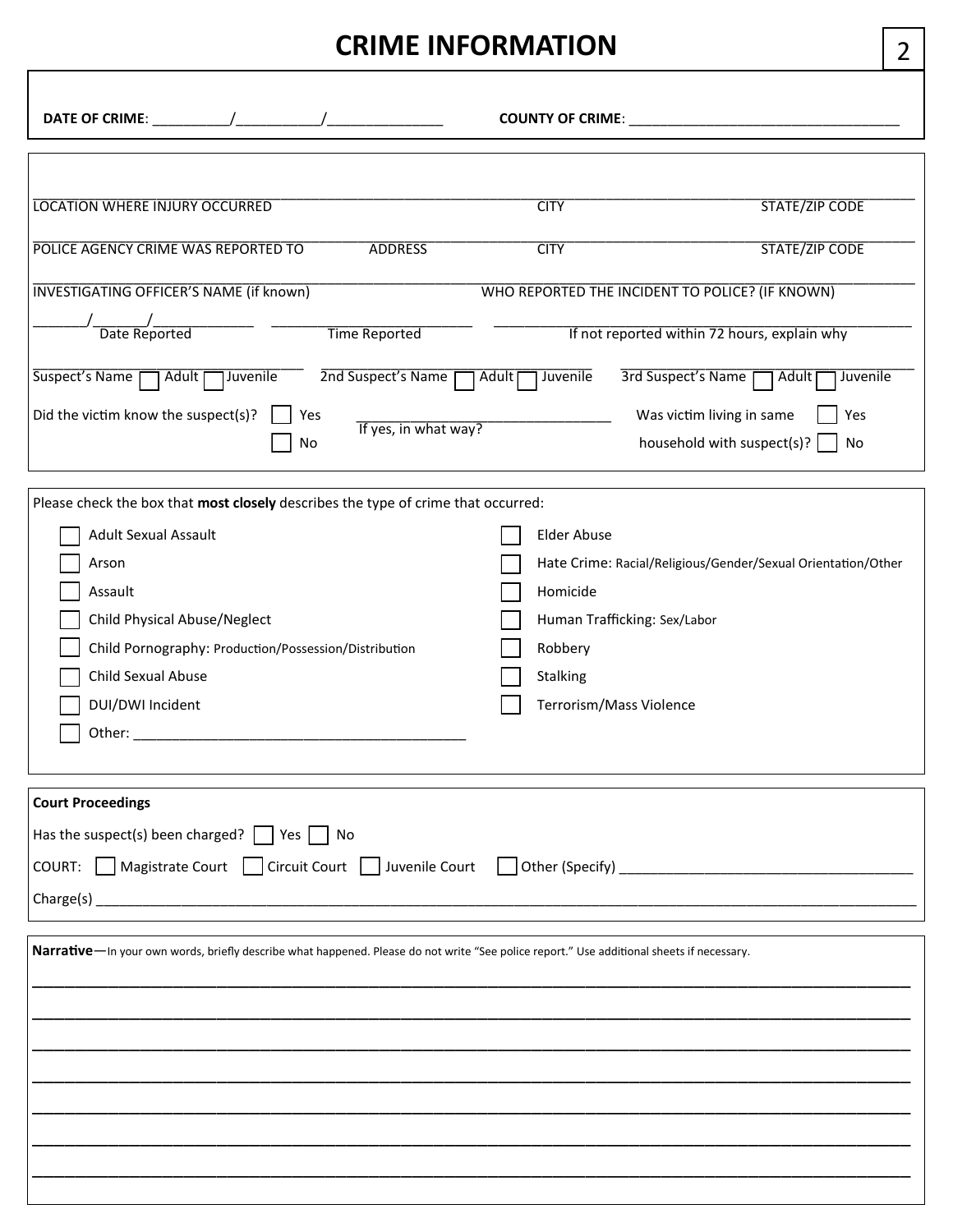# CRIME INFORMATION

**DATE OF CRIME**: __________/___________/_______________ **COUNTY OF CRIME**: ___________________________________

______________________________________________________________________________
LOCATION WHERE INJURY OCCURRED CITY STATE/ZIP CODE

______________________________________________________________________________
POLICE AGENCY CRIME WAS REPORTED TO ADDRESS CITY STATE/ZIP CODE

______________________________________________________________________________
INVESTIGATING OFFICER'S NAME (if known) WHO REPORTED THE INCIDENT TO POLICE? (IF KNOWN)

_______/_______/_____________ ________________________ ________________________________________
Date Reported Time Reported If not reported within 72 hours, explain why

______________________ ______________________ ______________________
Suspect's Name ☐ Adult ☐ Juvenile 2nd Suspect's Name ☐ Adult ☐ Juvenile 3rd Suspect's Name ☐ Adult ☐ Juvenile

Did the victim know the suspect(s)? ☐ Yes ☐ No ________________________________ If yes, in what way?

Was victim living in same household with suspect(s)? ☐ Yes ☐ No

Please check the box that **most closely** describes the type of crime that occurred:

- ☐ Adult Sexual Assault
- ☐ Arson
- ☐ Assault
- ☐ Child Physical Abuse/Neglect
- ☐ Child Pornography: Production/Possession/Distribution
- ☐ Child Sexual Abuse
- ☐ DUI/DWI Incident
- ☐ Other: ___________________________________________
- ☐ Elder Abuse
- ☐ Hate Crime: Racial/Religious/Gender/Sexual Orientation/Other
- ☐ Homicide
- ☐ Human Trafficking: Sex/Labor
- ☐ Robbery
- ☐ Stalking
- ☐ Terrorism/Mass Violence

**Court Proceedings**

Has the suspect(s) been charged? ☐ Yes ☐ No

COURT: ☐ Magistrate Court ☐ Circuit Court ☐ Juvenile Court ☐ Other (Specify) _____________________________________

Charge(s) ______________________________________________________________________________

**Narrative**—In your own words, briefly describe what happened. Please do not write "See police report." Use additional sheets if necessary.

______________________________________________________________________________

______________________________________________________________________________

______________________________________________________________________________

______________________________________________________________________________

______________________________________________________________________________

______________________________________________________________________________

______________________________________________________________________________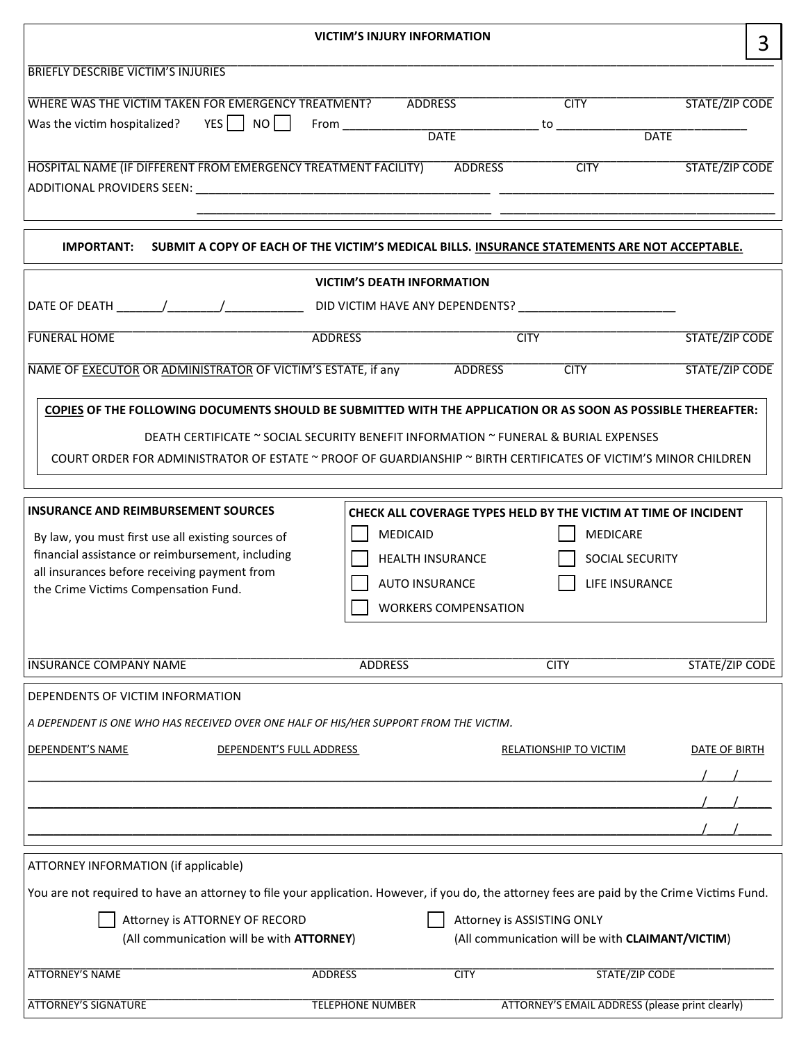## VICTIM'S INJURY INFORMATION

BRIEFLY DESCRIBE VICTIM'S INJURIES

_______________________________________________________________________________

WHERE WAS THE VICTIM TAKEN FOR EMERGENCY TREATMENT? ADDRESS CITY STATE/ZIP CODE

Was the victim hospitalized? YES ☐ NO ☐ From ______________________ to ______________________
DATE DATE

_______________________________________________________________________________

HOSPITAL NAME (IF DIFFERENT FROM EMERGENCY TREATMENT FACILITY) ADDRESS CITY STATE/ZIP CODE

ADDITIONAL PROVIDERS SEEN: ______________________________ ______________________________

______________________________ ______________________________

**IMPORTANT: SUBMIT A COPY OF EACH OF THE VICTIM'S MEDICAL BILLS. INSURANCE STATEMENTS ARE NOT ACCEPTABLE.**

## VICTIM'S DEATH INFORMATION

DATE OF DEATH _______/_______/___________ DID VICTIM HAVE ANY DEPENDENTS? ______________________

_______________________________________________________________________________

FUNERAL HOME ADDRESS CITY STATE/ZIP CODE

_______________________________________________________________________________

NAME OF EXECUTOR OR ADMINISTRATOR OF VICTIM'S ESTATE, if any ADDRESS CITY STATE/ZIP CODE

**COPIES OF THE FOLLOWING DOCUMENTS SHOULD BE SUBMITTED WITH THE APPLICATION OR AS SOON AS POSSIBLE THEREAFTER:**

DEATH CERTIFICATE ~ SOCIAL SECURITY BENEFIT INFORMATION ~ FUNERAL & BURIAL EXPENSES

COURT ORDER FOR ADMINISTRATOR OF ESTATE ~ PROOF OF GUARDIANSHIP ~ BIRTH CERTIFICATES OF VICTIM'S MINOR CHILDREN

## INSURANCE AND REIMBURSEMENT SOURCES

By law, you must first use all existing sources of financial assistance or reimbursement, including all insurances before receiving payment from the Crime Victims Compensation Fund.

**CHECK ALL COVERAGE TYPES HELD BY THE VICTIM AT TIME OF INCIDENT**

- ☐ MEDICAID
- ☐ MEDICARE
- ☐ HEALTH INSURANCE
- ☐ SOCIAL SECURITY
- ☐ AUTO INSURANCE
- ☐ LIFE INSURANCE
- ☐ WORKERS COMPENSATION

_______________________________________________________________________________

INSURANCE COMPANY NAME ADDRESS CITY STATE/ZIP CODE

## DEPENDENTS OF VICTIM INFORMATION

*A DEPENDENT IS ONE WHO HAS RECEIVED OVER ONE HALF OF HIS/HER SUPPORT FROM THE VICTIM.*

| DEPENDENT'S NAME | DEPENDENT'S FULL ADDRESS | RELATIONSHIP TO VICTIM | DATE OF BIRTH |
|---|---|---|---|
| | | | / / |
| | | | / / |
| | | | / / |

## ATTORNEY INFORMATION (if applicable)

You are not required to have an attorney to file your application. However, if you do, the attorney fees are paid by the Crime Victims Fund.

☐ Attorney is ATTORNEY OF RECORD (All communication will be with **ATTORNEY**)

☐ Attorney is ASSISTING ONLY (All communication will be with **CLAIMANT/VICTIM**)

_______________________________________________________________________________

ATTORNEY'S NAME ADDRESS CITY STATE/ZIP CODE

_______________________________________________________________________________

ATTORNEY'S SIGNATURE TELEPHONE NUMBER ATTORNEY'S EMAIL ADDRESS (please print clearly)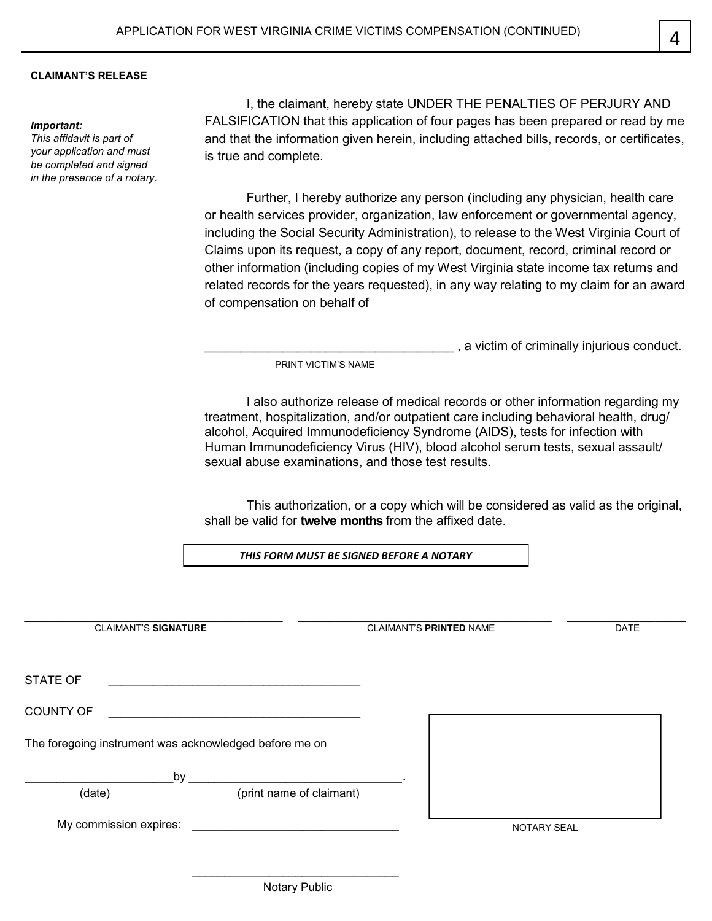**CLAIMANT'S RELEASE**

***Important:***
*This affidavit is part of your application and must be completed and signed in the presence of a notary.*

I, the claimant, hereby state UNDER THE PENALTIES OF PERJURY AND FALSIFICATION that this application of four pages has been prepared or read by me and that the information given herein, including attached bills, records, or certificates, is true and complete.

Further, I hereby authorize any person (including any physician, health care or health services provider, organization, law enforcement or governmental agency, including the Social Security Administration), to release to the West Virginia Court of Claims upon its request, a copy of any report, document, record, criminal record or other information (including copies of my West Virginia state income tax returns and related records for the years requested), in any way relating to my claim for an award of compensation on behalf of

___________________________________ , a victim of criminally injurious conduct.
PRINT VICTIM'S NAME

I also authorize release of medical records or other information regarding my treatment, hospitalization, and/or outpatient care including behavioral health, drug/alcohol, Acquired Immunodeficiency Syndrome (AIDS), tests for infection with Human Immunodeficiency Virus (HIV), blood alcohol serum tests, sexual assault/sexual abuse examinations, and those test results.

This authorization, or a copy which will be considered as valid as the original, shall be valid for **twelve months** from the affixed date.

***THIS FORM MUST BE SIGNED BEFORE A NOTARY***

| ______________________ | ______________________ | ____________ |
|---|---|---|
| CLAIMANT'S **SIGNATURE** | CLAIMANT'S **PRINTED** NAME | DATE |

STATE OF ______________________________________

COUNTY OF ______________________________________

The foregoing instrument was acknowledged before me on

______________________by ________________________________.
(date) (print name of claimant)

My commission expires: ________________________________

NOTARY SEAL

________________________________
Notary Public